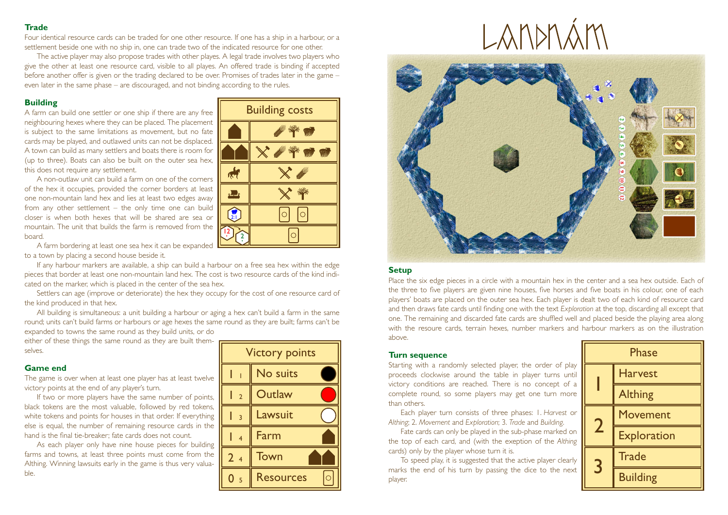## Trade

Four identical resource cards can be traded for one other resource. If one has a ship in a harbour, or a settlement beside one with no ship in, one can trade two of the indicated resource for one other.

The active player may also propose trades with other playes. A legal trade involves two players who give the other at least one resource card, visible to all playes. An offered trade is binding if accepted before another offer is given or the trading declared to be over. Promises of trades later in the game – even later in the same phase – are discouraged, and not binding according to the rules.

## Building

A farm can build one settler or one ship if there are any free neighbouring hexes where they can be placed. The placement is subject to the same limitations as movement, but no fate cards may be played, and outlawed units can not be displaced. A town can build as many settlers and boats there is room for (up to three). Boats can also be built on the outer sea hex, this does not require any settlement.

A non-outlaw unit can build a farm on one of the corners of the hex it occupies, provided the corner borders at least one non-mountain land hex and lies at least two edges away from any other settlement – the only time one can build closer is when both hexes that will be shared are sea or mountain. The unit that builds the farm is removed from the board.

A farm bordering at least one sea hex it can be expanded to a town by placing a second house beside it.

If any harbour markers are available, a ship can build a harbour on a free sea hex within the edge pieces that border at least one non-mountain land hex. The cost is two resource cards of the kind indicated on the marker, which is placed in the center of the sea hex.

Settlers can age (improve or deteriorate) the hex they occupy for the cost of one resource card of the kind produced in that hex.

All building is simultaneous: a unit building a harbour or aging a hex can't build a farm in the same round; units can't build farms or harbours or age hexes the same round as they are built; farms can't be expanded to towns the same round as they build units, or do either of these things the same round as they are built themselves.

| Building costs | |
|---|---|
| Farm | 3 resources |
| Town | 5 resources |
| Horse | 2 resources |
| Boat | 2 resources |
| 2:1 harbour | ○ ○ |
| 12 → 2 | ○ |

## Game end

The game is over when at least one player has at least twelve victory points at the end of any player's turn.

If two or more players have the same number of points, black tokens are the most valuable, followed by red tokens, white tokens and points for houses in that order. If everything else is equal, the number of remaining resource cards in the hand is the final tie-breaker; fate cards does not count.

As each player only have nine house pieces for building farms and towns, at least three points must come from the Althing. Winning lawsuits early in the game is thus very valuable.

| Victory points | | |
|---|---|---|
| 1 | 1 | No suits |
| 1 | 2 | Outlaw |
| 1 | 3 | Lawsuit |
| 1 | 4 | Farm |
| 2 | 4 | Town |
| 0 | 5 | Resources |

# LANDNÁM

2 3 4 5 6 8 9 10 11 12

## Setup

Place the six edge pieces in a circle with a mountain hex in the center and a sea hex outside. Each of the three to five players are given nine houses, five horses and five boats in his colour, one of each players' boats are placed on the outer sea hex. Each player is dealt two of each kind of resource card and then draws fate cards until finding one with the text *Exploration* at the top, discarding all except that one. The remaining and discarded fate cards are shuffled well and placed beside the playing area along with the resoure cards, terrain hexes, number markers and harbour markers as on the illustration above.

## Turn sequence

Starting with a randomly selected player, the order of play proceeds clockwise around the table in player turns until victory conditions are reached. There is no concept of a complete round, so some players may get one turn more than others.

Each player turn consists of three phases: 1. *Harvest* or *Althing*; 2. *Movement* and *Exploration*; 3. *Trade* and *Building*.

Fate cards can only be played in the sub-phase marked on the top of each card, and (with the exeption of the *Althing* cards) only by the player whose turn it is.

To speed play, it is suggested that the active player clearly marks the end of his turn by passing the dice to the next player.

| Phase | |
|---|---|
| 1 | Harvest |
| | Althing |
| 2 | Movement |
| | Exploration |
| 3 | Trade |
| | Building |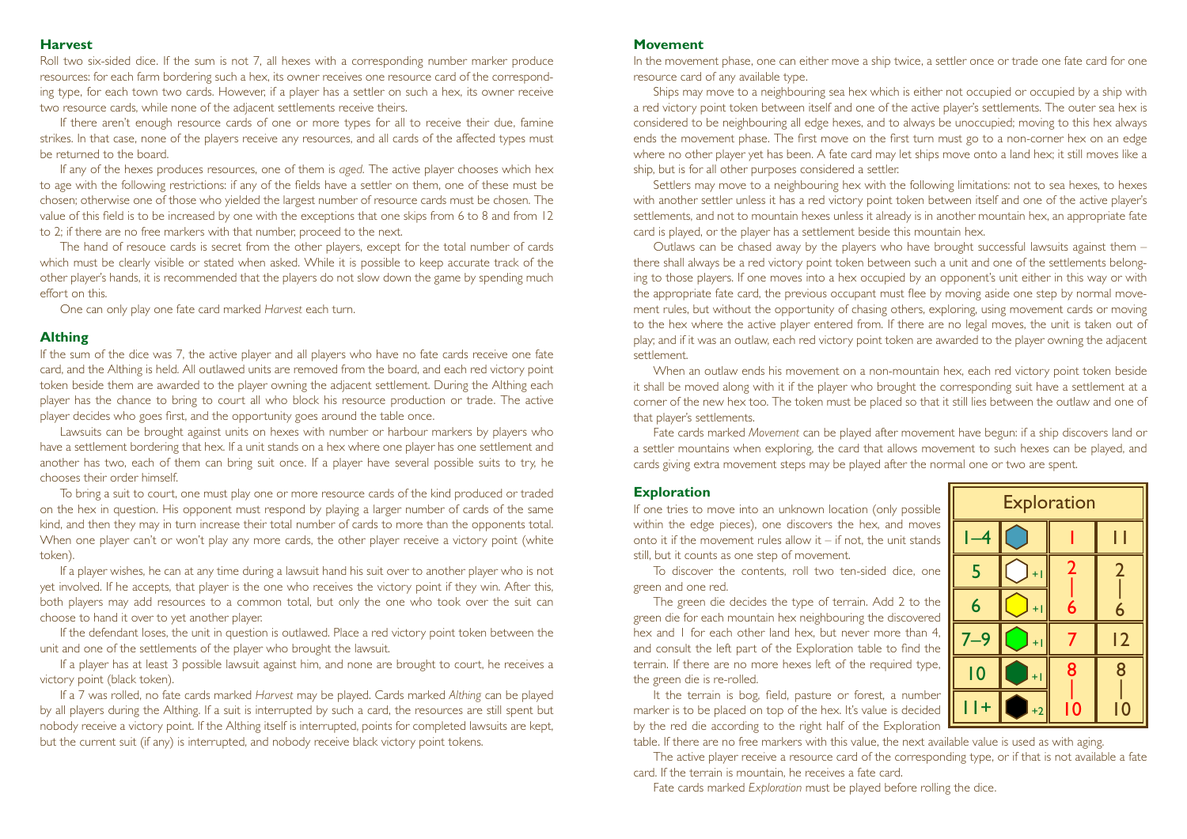## Harvest

Roll two six-sided dice. If the sum is not 7, all hexes with a corresponding number marker produce resources: for each farm bordering such a hex, its owner receives one resource card of the corresponding type, for each town two cards. However, if a player has a settler on such a hex, its owner receive two resource cards, while none of the adjacent settlements receive theirs.

If there aren't enough resource cards of one or more types for all to receive their due, famine strikes. In that case, none of the players receive any resources, and all cards of the affected types must be returned to the board.

If any of the hexes produces resources, one of them is *aged*. The active player chooses which hex to age with the following restrictions: if any of the fields have a settler on them, one of these must be chosen; otherwise one of those who yielded the largest number of resource cards must be chosen. The value of this field is to be increased by one with the exceptions that one skips from 6 to 8 and from 12 to 2; if there are no free markers with that number, proceed to the next.

The hand of resouce cards is secret from the other players, except for the total number of cards which must be clearly visible or stated when asked. While it is possible to keep accurate track of the other player's hands, it is recommended that the players do not slow down the game by spending much effort on this.

One can only play one fate card marked *Harvest* each turn.

## Althing

If the sum of the dice was 7, the active player and all players who have no fate cards receive one fate card, and the Althing is held. All outlawed units are removed from the board, and each red victory point token beside them are awarded to the player owning the adjacent settlement. During the Althing each player has the chance to bring to court all who block his resource production or trade. The active player decides who goes first, and the opportunity goes around the table once.

Lawsuits can be brought against units on hexes with number or harbour markers by players who have a settlement bordering that hex. If a unit stands on a hex where one player has one settlement and another has two, each of them can bring suit once. If a player have several possible suits to try, he chooses their order himself.

To bring a suit to court, one must play one or more resource cards of the kind produced or traded on the hex in question. His opponent must respond by playing a larger number of cards of the same kind, and then they may in turn increase their total number of cards to more than the opponents total. When one player can't or won't play any more cards, the other player receive a victory point (white token).

If a player wishes, he can at any time during a lawsuit hand his suit over to another player who is not yet involved. If he accepts, that player is the one who receives the victory point if they win. After this, both players may add resources to a common total, but only the one who took over the suit can choose to hand it over to yet another player.

If the defendant loses, the unit in question is outlawed. Place a red victory point token between the unit and one of the settlements of the player who brought the lawsuit.

If a player has at least 3 possible lawsuit against him, and none are brought to court, he receives a victory point (black token).

If a 7 was rolled, no fate cards marked *Harvest* may be played. Cards marked *Althing* can be played by all players during the Althing. If a suit is interrupted by such a card, the resources are still spent but nobody receive a victory point. If the Althing itself is interrupted, points for completed lawsuits are kept, but the current suit (if any) is interrupted, and nobody receive black victory point tokens.

## Movement

In the movement phase, one can either move a ship twice, a settler once or trade one fate card for one resource card of any available type.

Ships may move to a neighbouring sea hex which is either not occupied or occupied by a ship with a red victory point token between itself and one of the active player's settlements. The outer sea hex is considered to be neighbouring all edge hexes, and to always be unoccupied; moving to this hex always ends the movement phase. The first move on the first turn must go to a non-corner hex on an edge where no other player yet has been. A fate card may let ships move onto a land hex; it still moves like a ship, but is for all other purposes considered a settler.

Settlers may move to a neighbouring hex with the following limitations: not to sea hexes, to hexes with another settler unless it has a red victory point token between itself and one of the active player's settlements, and not to mountain hexes unless it already is in another mountain hex, an appropriate fate card is played, or the player has a settlement beside this mountain hex.

Outlaws can be chased away by the players who have brought successful lawsuits against them – there shall always be a red victory point token between such a unit and one of the settlements belonging to those players. If one moves into a hex occupied by an opponent's unit either in this way or with the appropriate fate card, the previous occupant must flee by moving aside one step by normal movement rules, but without the opportunity of chasing others, exploring, using movement cards or moving to the hex where the active player entered from. If there are no legal moves, the unit is taken out of play; and if it was an outlaw, each red victory point token are awarded to the player owning the adjacent settlement.

When an outlaw ends his movement on a non-mountain hex, each red victory point token beside it shall be moved along with it if the player who brought the corresponding suit have a settlement at a corner of the new hex too. The token must be placed so that it still lies between the outlaw and one of that player's settlements.

Fate cards marked *Movement* can be played after movement have begun: if a ship discovers land or a settler mountains when exploring, the card that allows movement to such hexes can be played, and cards giving extra movement steps may be played after the normal one or two are spent.

## Exploration

If one tries to move into an unknown location (only possible within the edge pieces), one discovers the hex, and moves onto it if the movement rules allow it – if not, the unit stands still, but it counts as one step of movement.

To discover the contents, roll two ten-sided dice, one green and one red.

The green die decides the type of terrain. Add 2 to the green die for each mountain hex neighbouring the discovered hex and 1 for each other land hex, but never more than 4, and consult the left part of the Exploration table to find the terrain. If there are no more hexes left of the required type, the green die is re-rolled.

| Exploration | | | |
|---|---|---|---|
| 1–4 | | 1 | 11 |
| 5 | +1 | 2 | 2 |
| 6 | +1 | 6 | 6 |
| 7–9 | +1 | 7 | 12 |
| 10 | +1 | 8 | 8 |
| 11+ | +2 | 10 | 10 |

It the terrain is bog, field, pasture or forest, a number marker is to be placed on top of the hex. It's value is decided by the red die according to the right half of the Exploration table. If there are no free markers with this value, the next available value is used as with aging.

The active player receive a resource card of the corresponding type, or if that is not available a fate card. If the terrain is mountain, he receives a fate card.

Fate cards marked *Exploration* must be played before rolling the dice.